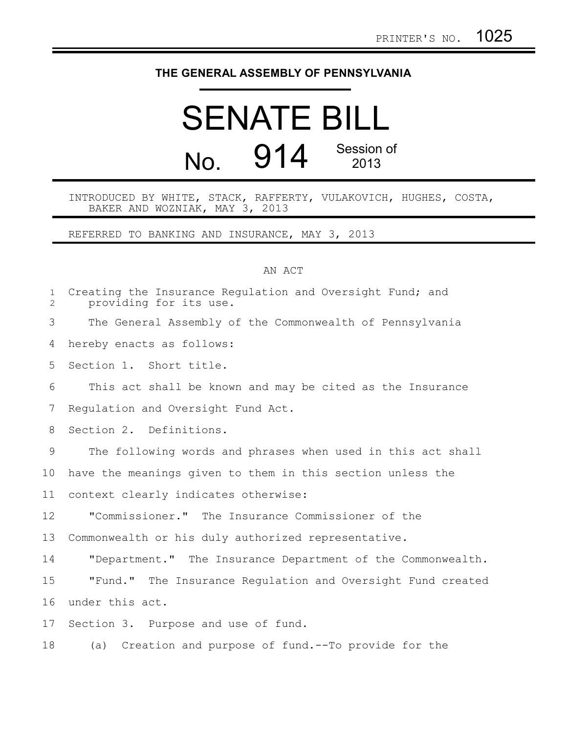PRINTER'S NO. 1025

# THE GENERAL ASSEMBLY OF PENNSYLVANIA

# SENATE BILL

## No. 914 Session of 2013

INTRODUCED BY WHITE, STACK, RAFFERTY, VULAKOVICH, HUGHES, COSTA, BAKER AND WOZNIAK, MAY 3, 2013

REFERRED TO BANKING AND INSURANCE, MAY 3, 2013

AN ACT

Creating the Insurance Regulation and Oversight Fund; and providing for its use.

The General Assembly of the Commonwealth of Pennsylvania hereby enacts as follows:

Section 1. Short title.

This act shall be known and may be cited as the Insurance Regulation and Oversight Fund Act.

Section 2. Definitions.

The following words and phrases when used in this act shall have the meanings given to them in this section unless the context clearly indicates otherwise:

"Commissioner." The Insurance Commissioner of the Commonwealth or his duly authorized representative.

"Department." The Insurance Department of the Commonwealth.

"Fund." The Insurance Regulation and Oversight Fund created under this act.

Section 3. Purpose and use of fund.

(a) Creation and purpose of fund.--To provide for the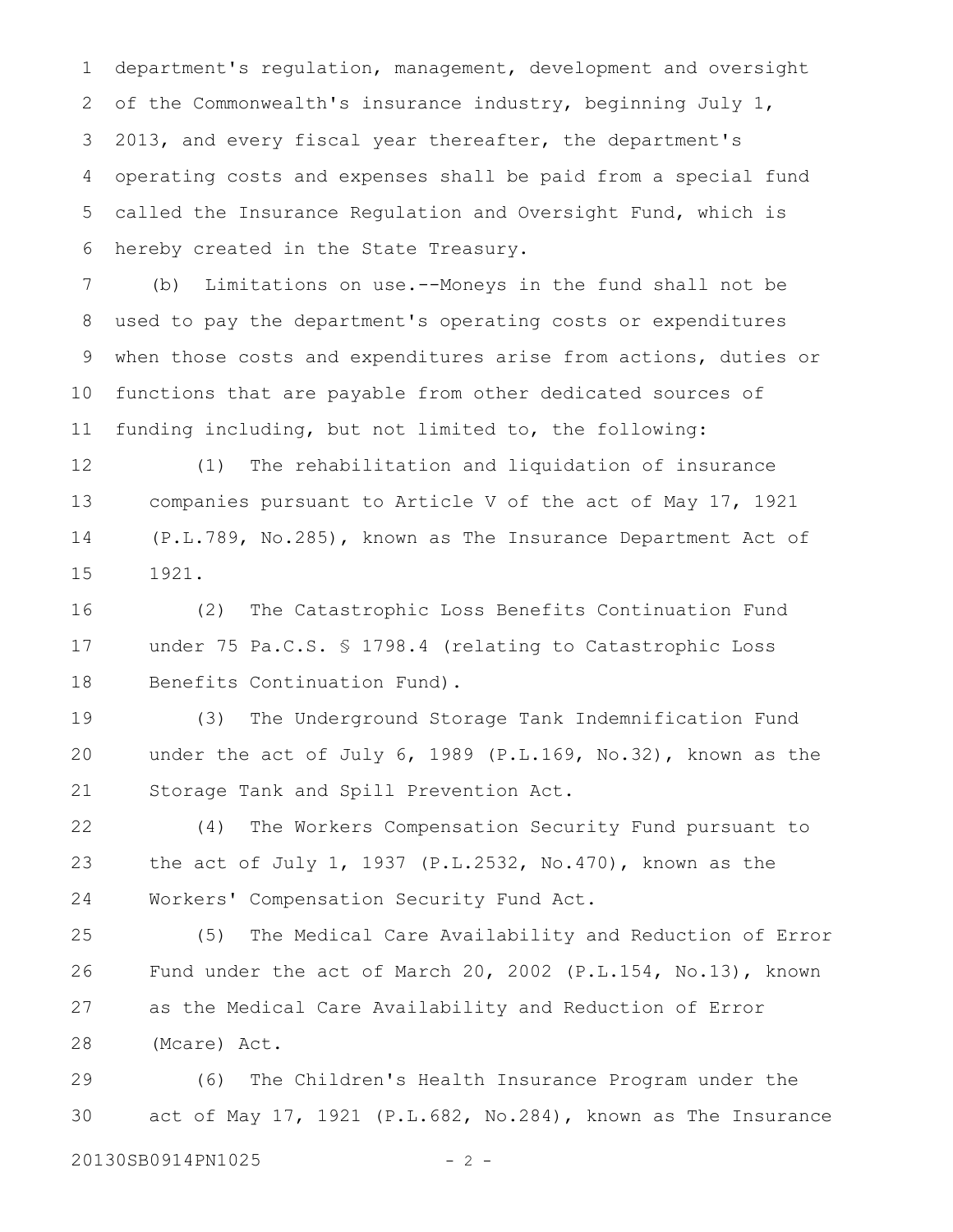department's regulation, management, development and oversight of the Commonwealth's insurance industry, beginning July 1, 2013, and every fiscal year thereafter, the department's operating costs and expenses shall be paid from a special fund called the Insurance Regulation and Oversight Fund, which is hereby created in the State Treasury.

(b) Limitations on use.--Moneys in the fund shall not be used to pay the department's operating costs or expenditures when those costs and expenditures arise from actions, duties or functions that are payable from other dedicated sources of funding including, but not limited to, the following:

(1) The rehabilitation and liquidation of insurance companies pursuant to Article V of the act of May 17, 1921 (P.L.789, No.285), known as The Insurance Department Act of 1921.

(2) The Catastrophic Loss Benefits Continuation Fund under 75 Pa.C.S. § 1798.4 (relating to Catastrophic Loss Benefits Continuation Fund).

(3) The Underground Storage Tank Indemnification Fund under the act of July 6, 1989 (P.L.169, No.32), known as the Storage Tank and Spill Prevention Act.

(4) The Workers Compensation Security Fund pursuant to the act of July 1, 1937 (P.L.2532, No.470), known as the Workers' Compensation Security Fund Act.

(5) The Medical Care Availability and Reduction of Error Fund under the act of March 20, 2002 (P.L.154, No.13), known as the Medical Care Availability and Reduction of Error (Mcare) Act.

(6) The Children's Health Insurance Program under the act of May 17, 1921 (P.L.682, No.284), known as The Insurance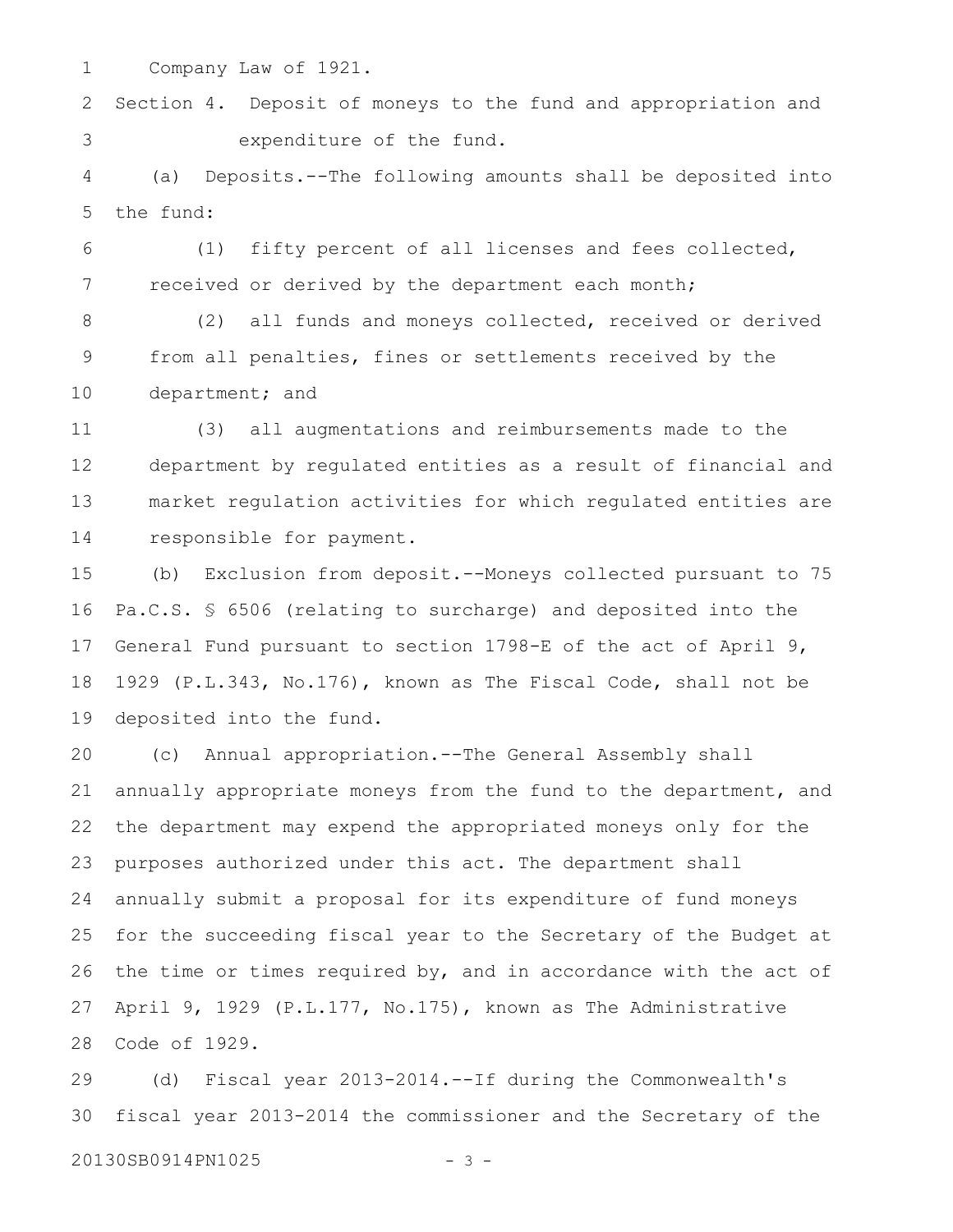Company Law of 1921.

Section 4. Deposit of moneys to the fund and appropriation and expenditure of the fund.

(a) Deposits.--The following amounts shall be deposited into the fund:

(1) fifty percent of all licenses and fees collected, received or derived by the department each month;

(2) all funds and moneys collected, received or derived from all penalties, fines or settlements received by the department; and

(3) all augmentations and reimbursements made to the department by regulated entities as a result of financial and market regulation activities for which regulated entities are responsible for payment.

(b) Exclusion from deposit.--Moneys collected pursuant to 75 Pa.C.S. § 6506 (relating to surcharge) and deposited into the General Fund pursuant to section 1798-E of the act of April 9, 1929 (P.L.343, No.176), known as The Fiscal Code, shall not be deposited into the fund.

(c) Annual appropriation.--The General Assembly shall annually appropriate moneys from the fund to the department, and the department may expend the appropriated moneys only for the purposes authorized under this act. The department shall annually submit a proposal for its expenditure of fund moneys for the succeeding fiscal year to the Secretary of the Budget at the time or times required by, and in accordance with the act of April 9, 1929 (P.L.177, No.175), known as The Administrative Code of 1929.

(d) Fiscal year 2013-2014.--If during the Commonwealth's fiscal year 2013-2014 the commissioner and the Secretary of the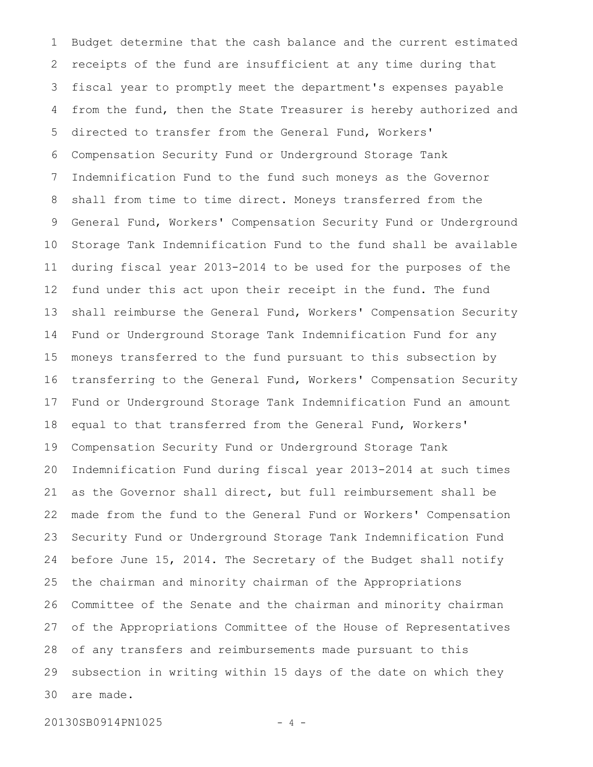Budget determine that the cash balance and the current estimated receipts of the fund are insufficient at any time during that fiscal year to promptly meet the department's expenses payable from the fund, then the State Treasurer is hereby authorized and directed to transfer from the General Fund, Workers' Compensation Security Fund or Underground Storage Tank Indemnification Fund to the fund such moneys as the Governor shall from time to time direct. Moneys transferred from the General Fund, Workers' Compensation Security Fund or Underground Storage Tank Indemnification Fund to the fund shall be available during fiscal year 2013-2014 to be used for the purposes of the fund under this act upon their receipt in the fund. The fund shall reimburse the General Fund, Workers' Compensation Security Fund or Underground Storage Tank Indemnification Fund for any moneys transferred to the fund pursuant to this subsection by transferring to the General Fund, Workers' Compensation Security Fund or Underground Storage Tank Indemnification Fund an amount equal to that transferred from the General Fund, Workers' Compensation Security Fund or Underground Storage Tank Indemnification Fund during fiscal year 2013-2014 at such times as the Governor shall direct, but full reimbursement shall be made from the fund to the General Fund or Workers' Compensation Security Fund or Underground Storage Tank Indemnification Fund before June 15, 2014. The Secretary of the Budget shall notify the chairman and minority chairman of the Appropriations Committee of the Senate and the chairman and minority chairman of the Appropriations Committee of the House of Representatives of any transfers and reimbursements made pursuant to this subsection in writing within 15 days of the date on which they are made.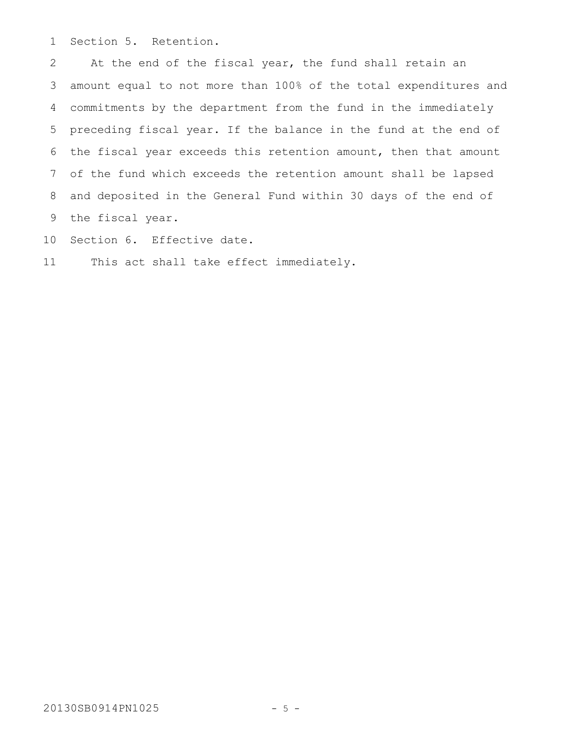Section 5. Retention.

At the end of the fiscal year, the fund shall retain an amount equal to not more than 100% of the total expenditures and commitments by the department from the fund in the immediately preceding fiscal year. If the balance in the fund at the end of the fiscal year exceeds this retention amount, then that amount of the fund which exceeds the retention amount shall be lapsed and deposited in the General Fund within 30 days of the end of the fiscal year.

Section 6. Effective date.

This act shall take effect immediately.